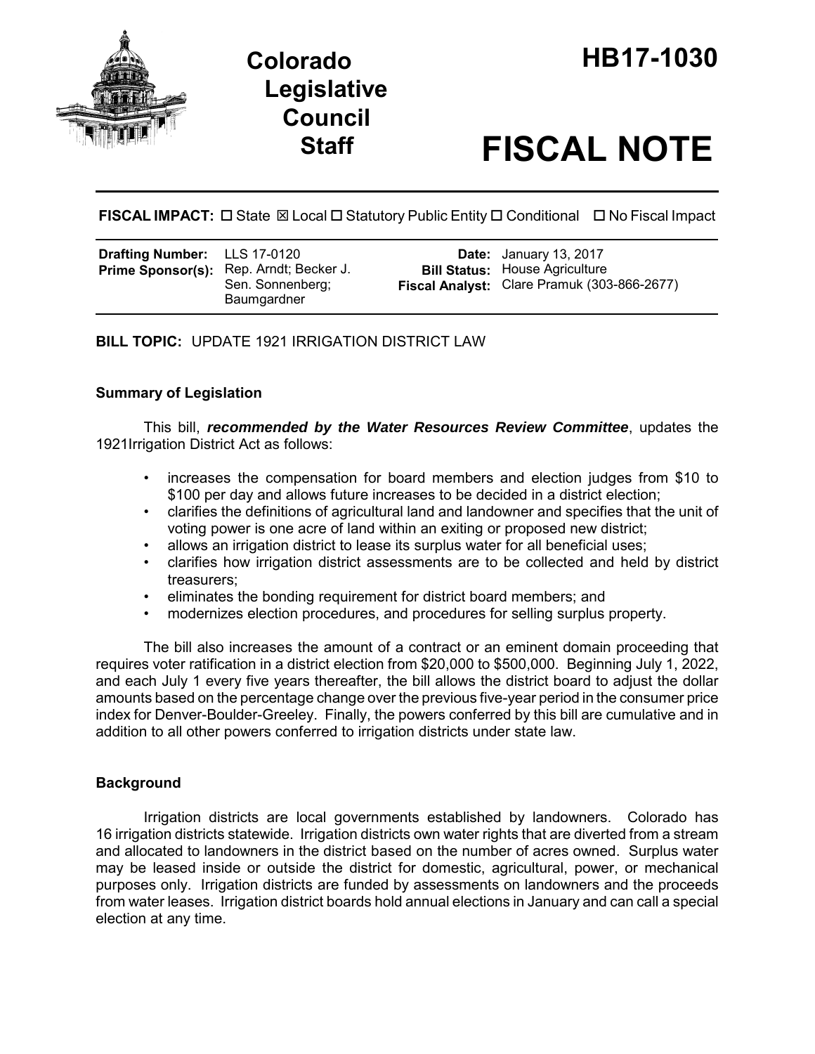# Colorado Legislative Council Staff

# HB17-1030

# FISCAL NOTE

**FISCAL IMPACT:** ☐ State ☒ Local ☐ Statutory Public Entity ☐ Conditional ☐ No Fiscal Impact

| | | | |
|---|---|---|---|
| **Drafting Number:** | LLS 17-0120 | **Date:** | January 13, 2017 |
| **Prime Sponsor(s):** | Rep. Arndt; Becker J.<br>Sen. Sonnenberg; Baumgardner | **Bill Status:** | House Agriculture |
| | | **Fiscal Analyst:** | Clare Pramuk (303-866-2677) |

**BILL TOPIC:** UPDATE 1921 IRRIGATION DISTRICT LAW

### Summary of Legislation

This bill, ***recommended by the Water Resources Review Committee***, updates the 1921Irrigation District Act as follows:

- increases the compensation for board members and election judges from $10 to $100 per day and allows future increases to be decided in a district election;
- clarifies the definitions of agricultural land and landowner and specifies that the unit of voting power is one acre of land within an exiting or proposed new district;
- allows an irrigation district to lease its surplus water for all beneficial uses;
- clarifies how irrigation district assessments are to be collected and held by district treasurers;
- eliminates the bonding requirement for district board members; and
- modernizes election procedures, and procedures for selling surplus property.

The bill also increases the amount of a contract or an eminent domain proceeding that requires voter ratification in a district election from $20,000 to $500,000. Beginning July 1, 2022, and each July 1 every five years thereafter, the bill allows the district board to adjust the dollar amounts based on the percentage change over the previous five-year period in the consumer price index for Denver-Boulder-Greeley. Finally, the powers conferred by this bill are cumulative and in addition to all other powers conferred to irrigation districts under state law.

### Background

Irrigation districts are local governments established by landowners. Colorado has 16 irrigation districts statewide. Irrigation districts own water rights that are diverted from a stream and allocated to landowners in the district based on the number of acres owned. Surplus water may be leased inside or outside the district for domestic, agricultural, power, or mechanical purposes only. Irrigation districts are funded by assessments on landowners and the proceeds from water leases. Irrigation district boards hold annual elections in January and can call a special election at any time.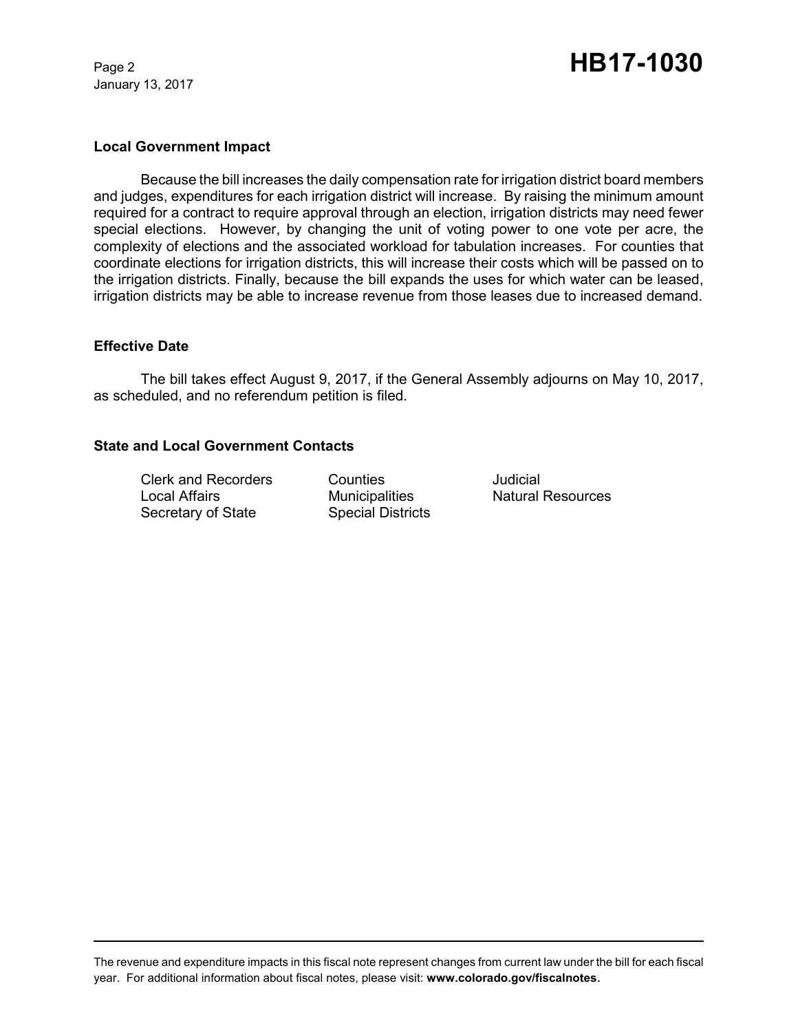### Local Government Impact

Because the bill increases the daily compensation rate for irrigation district board members and judges, expenditures for each irrigation district will increase. By raising the minimum amount required for a contract to require approval through an election, irrigation districts may need fewer special elections. However, by changing the unit of voting power to one vote per acre, the complexity of elections and the associated workload for tabulation increases. For counties that coordinate elections for irrigation districts, this will increase their costs which will be passed on to the irrigation districts. Finally, because the bill expands the uses for which water can be leased, irrigation districts may be able to increase revenue from those leases due to increased demand.

### Effective Date

The bill takes effect August 9, 2017, if the General Assembly adjourns on May 10, 2017, as scheduled, and no referendum petition is filed.

### State and Local Government Contacts

| | | |
|---|---|---|
| Clerk and Recorders | Counties | Judicial |
| Local Affairs | Municipalities | Natural Resources |
| Secretary of State | Special Districts | |

The revenue and expenditure impacts in this fiscal note represent changes from current law under the bill for each fiscal year. For additional information about fiscal notes, please visit: **www.colorado.gov/fiscalnotes.**